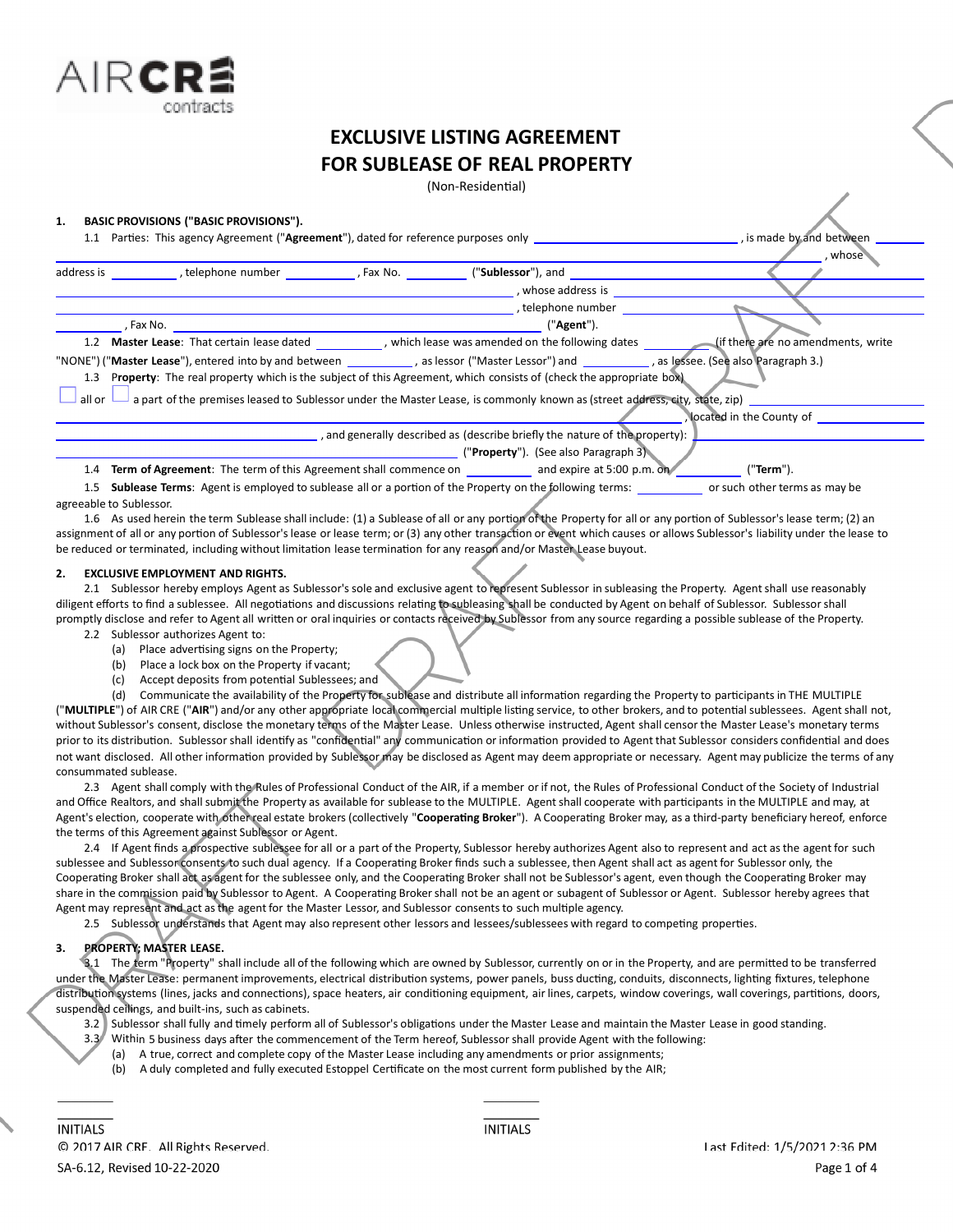# EXCLUSIVE LISTING AGREEMENT FOR SUBLEASE OF REAL PROPERTY

(Non-Residential)

**1. BASIC PROVISIONS ("BASIC PROVISIONS").**

1.1 Parties: This agency Agreement ("**Agreement**"), dated for reference purposes only \_\_\_\_\_\_\_\_\_\_\_\_\_\_\_\_, is made by and between \_\_\_\_\_\_\_\_\_\_\_\_\_\_\_\_, whose address is \_\_\_\_\_\_\_\_, telephone number \_\_\_\_\_\_\_\_, Fax No. \_\_\_\_\_\_\_\_ ("**Sublessor**"), and \_\_\_\_\_\_\_\_\_\_\_\_\_\_\_\_, whose address is \_\_\_\_\_\_\_\_\_\_\_\_\_\_\_\_, telephone number \_\_\_\_\_\_\_\_, Fax No. \_\_\_\_\_\_\_\_ ("**Agent**").

1.2 **Master Lease**: That certain lease dated \_\_\_\_\_\_\_\_, which lease was amended on the following dates \_\_\_\_\_\_\_\_ (if there are no amendments, write "NONE") ("**Master Lease**"), entered into by and between \_\_\_\_\_\_\_\_, as lessor ("Master Lessor") and \_\_\_\_\_\_\_\_, as lessee. (See also Paragraph 3.)

1.3 **Property**: The real property which is the subject of this Agreement, which consists of (check the appropriate box)

☐ all or ☐ a part of the premises leased to Sublessor under the Master Lease, is commonly known as (street address, city, state, zip) \_\_\_\_\_\_\_\_\_\_\_\_\_\_\_\_, located in the County of \_\_\_\_\_\_\_\_\_\_\_\_\_\_\_\_, and generally described as (describe briefly the nature of the property): \_\_\_\_\_\_\_\_\_\_\_\_\_\_\_\_ ("**Property**"). (See also Paragraph 3)

1.4 **Term of Agreement**: The term of this Agreement shall commence on \_\_\_\_\_\_\_\_ and expire at 5:00 p.m. on \_\_\_\_\_\_\_\_ ("**Term**").

1.5 **Sublease Terms**: Agent is employed to sublease all or a portion of the Property on the following terms: \_\_\_\_\_\_\_\_ or such other terms as may be agreeable to Sublessor.

1.6 As used herein the term Sublease shall include: (1) a Sublease of all or any portion of the Property for all or any portion of Sublessor's lease term; (2) an assignment of all or any portion of Sublessor's lease or lease term; or (3) any other transaction or event which causes or allows Sublessor's liability under the lease to be reduced or terminated, including without limitation lease termination for any reason and/or Master Lease buyout.

**2. EXCLUSIVE EMPLOYMENT AND RIGHTS.**

2.1 Sublessor hereby employs Agent as Sublessor's sole and exclusive agent to represent Sublessor in subleasing the Property. Agent shall use reasonably diligent efforts to find a sublessee. All negotiations and discussions relating to subleasing shall be conducted by Agent on behalf of Sublessor. Sublessor shall promptly disclose and refer to Agent all written or oral inquiries or contacts received by Sublessor from any source regarding a possible sublease of the Property.

2.2 Sublessor authorizes Agent to:

(a) Place advertising signs on the Property;

(b) Place a lock box on the Property if vacant;

(c) Accept deposits from potential Sublessees; and

(d) Communicate the availability of the Property for sublease and distribute all information regarding the Property to participants in THE MULTIPLE ("**MULTIPLE**") of AIR CRE ("**AIR**") and/or any other appropriate local commercial multiple listing service, to other brokers, and to potential sublessees. Agent shall not, without Sublessor's consent, disclose the monetary terms of the Master Lease. Unless otherwise instructed, Agent shall censor the Master Lease's monetary terms prior to its distribution. Sublessor shall identify as "confidential" any communication or information provided to Agent that Sublessor considers confidential and does not want disclosed. All other information provided by Sublessor may be disclosed as Agent may deem appropriate or necessary. Agent may publicize the terms of any consummated sublease.

2.3 Agent shall comply with the Rules of Professional Conduct of the AIR, if a member or if not, the Rules of Professional Conduct of the Society of Industrial and Office Realtors, and shall submit the Property as available for sublease to the MULTIPLE. Agent shall cooperate with participants in the MULTIPLE and may, at Agent's election, cooperate with other real estate brokers (collectively "**Cooperating Broker**"). A Cooperating Broker may, as a third-party beneficiary hereof, enforce the terms of this Agreement against Sublessor or Agent.

2.4 If Agent finds a prospective sublessee for all or a part of the Property, Sublessor hereby authorizes Agent also to represent and act as the agent for such sublessee and Sublessor consents to such dual agency. If a Cooperating Broker finds such a sublessee, then Agent shall act as agent for Sublessor only, the Cooperating Broker shall act as agent for the sublessee only, and the Cooperating Broker shall not be Sublessor's agent, even though the Cooperating Broker may share in the commission paid by Sublessor to Agent. A Cooperating Broker shall not be an agent or subagent of Sublessor or Agent. Sublessor hereby agrees that Agent may represent and act as the agent for the Master Lessor, and Sublessor consents to such multiple agency.

2.5 Sublessor understands that Agent may also represent other lessors and lessees/sublessees with regard to competing properties.

**3. PROPERTY; MASTER LEASE.**

3.1 The term "Property" shall include all of the following which are owned by Sublessor, currently on or in the Property, and are permitted to be transferred under the Master Lease: permanent improvements, electrical distribution systems, power panels, buss ducting, conduits, disconnects, lighting fixtures, telephone distribution systems (lines, jacks and connections), space heaters, air conditioning equipment, air lines, carpets, window coverings, wall coverings, partitions, doors, suspended ceilings, and built-ins, such as cabinets.

3.2 Sublessor shall fully and timely perform all of Sublessor's obligations under the Master Lease and maintain the Master Lease in good standing.

3.3 Within 5 business days after the commencement of the Term hereof, Sublessor shall provide Agent with the following:

(a) A true, correct and complete copy of the Master Lease including any amendments or prior assignments;

(b) A duly completed and fully executed Estoppel Certificate on the most current form published by the AIR;

\_\_\_\_\_\_\_\_ INITIALS &nbsp;&nbsp;&nbsp;&nbsp; \_\_\_\_\_\_\_\_ INITIALS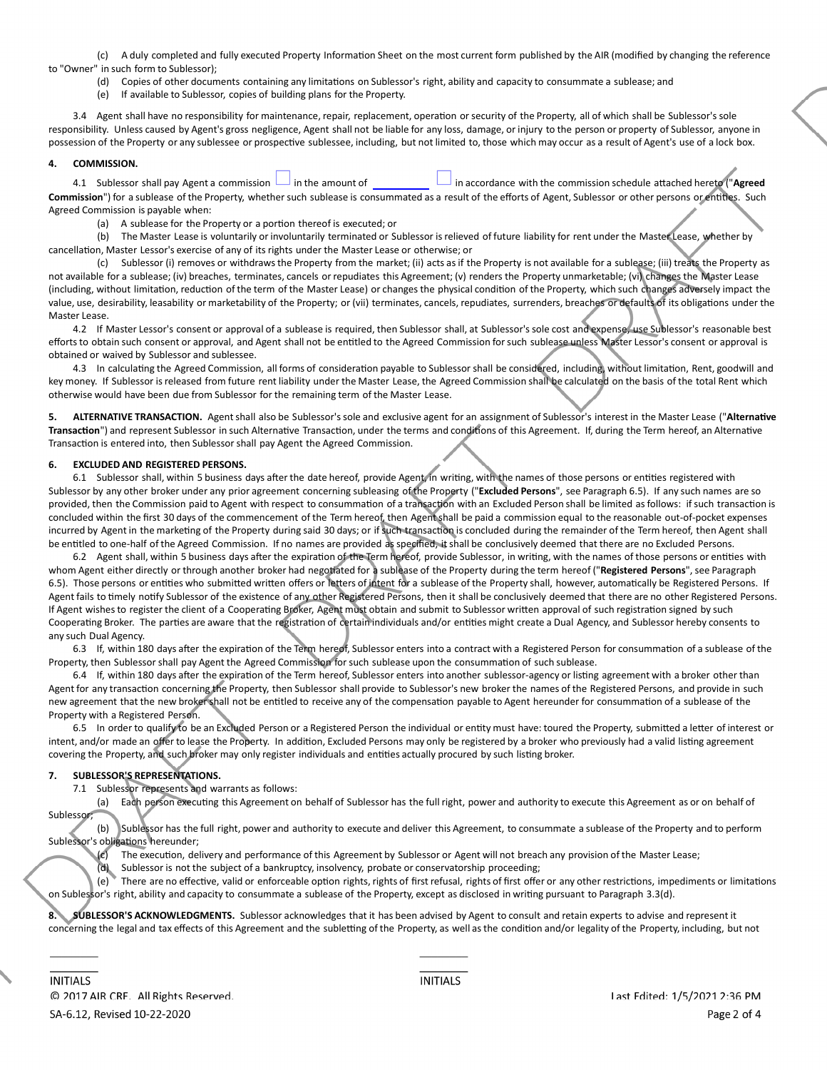(c) A duly completed and fully executed Property Information Sheet on the most current form published by the AIR (modified by changing the reference to "Owner" in such form to Sublessor);

(d) Copies of other documents containing any limitations on Sublessor's right, ability and capacity to consummate a sublease; and

(e) If available to Sublessor, copies of building plans for the Property.

3.4 Agent shall have no responsibility for maintenance, repair, replacement, operation or security of the Property, all of which shall be Sublessor's sole responsibility. Unless caused by Agent's gross negligence, Agent shall not be liable for any loss, damage, or injury to the person or property of Sublessor, anyone in possession of the Property or any sublessee or prospective sublessee, including, but not limited to, those which may occur as a result of Agent's use of a lock box.

**4. COMMISSION.**

4.1 Sublessor shall pay Agent a commission ☐ in the amount of \_\_\_\_\_\_\_\_\_\_ ☐ in accordance with the commission schedule attached hereto ("**Agreed Commission**") for a sublease of the Property, whether such sublease is consummated as a result of the efforts of Agent, Sublessor or other persons or entities. Such Agreed Commission is payable when:

(a) A sublease for the Property or a portion thereof is executed; or

(b) The Master Lease is voluntarily or involuntarily terminated or Sublessor is relieved of future liability for rent under the Master Lease, whether by cancellation, Master Lessor's exercise of any of its rights under the Master Lease or otherwise; or

(c) Sublessor (i) removes or withdraws the Property from the market; (ii) acts as if the Property is not available for a sublease; (iii) treats the Property as not available for a sublease; (iv) breaches, terminates, cancels or repudiates this Agreement; (v) renders the Property unmarketable; (vi) changes the Master Lease (including, without limitation, reduction of the term of the Master Lease) or changes the physical condition of the Property, which such changes adversely impact the value, use, desirability, leasability or marketability of the Property; or (vii) terminates, cancels, repudiates, surrenders, breaches or defaults of its obligations under the Master Lease.

4.2 If Master Lessor's consent or approval of a sublease is required, then Sublessor shall, at Sublessor's sole cost and expense, use Sublessor's reasonable best efforts to obtain such consent or approval, and Agent shall not be entitled to the Agreed Commission for such sublease unless Master Lessor's consent or approval is obtained or waived by Sublessor and sublessee.

4.3 In calculating the Agreed Commission, all forms of consideration payable to Sublessor shall be considered, including, without limitation, Rent, goodwill and key money. If Sublessor is released from future rent liability under the Master Lease, the Agreed Commission shall be calculated on the basis of the total Rent which otherwise would have been due from Sublessor for the remaining term of the Master Lease.

**5. ALTERNATIVE TRANSACTION.** Agent shall also be Sublessor's sole and exclusive agent for an assignment of Sublessor's interest in the Master Lease ("**Alternative Transaction**") and represent Sublessor in such Alternative Transaction, under the terms and conditions of this Agreement. If, during the Term hereof, an Alternative Transaction is entered into, then Sublessor shall pay Agent the Agreed Commission.

**6. EXCLUDED AND REGISTERED PERSONS.**

6.1 Sublessor shall, within 5 business days after the date hereof, provide Agent, in writing, with the names of those persons or entities registered with Sublessor by any other broker under any prior agreement concerning subleasing of the Property ("**Excluded Persons**", see Paragraph 6.5). If any such names are so provided, then the Commission paid to Agent with respect to consummation of a transaction with an Excluded Person shall be limited as follows: if such transaction is concluded within the first 30 days of the commencement of the Term hereof, then Agent shall be paid a commission equal to the reasonable out-of-pocket expenses incurred by Agent in the marketing of the Property during said 30 days; or if such transaction is concluded during the remainder of the Term hereof, then Agent shall be entitled to one-half of the Agreed Commission. If no names are provided as specified, it shall be conclusively deemed that there are no Excluded Persons.

6.2 Agent shall, within 5 business days after the expiration of the Term hereof, provide Sublessor, in writing, with the names of those persons or entities with whom Agent either directly or through another broker had negotiated for a sublease of the Property during the term hereof ("**Registered Persons**", see Paragraph 6.5). Those persons or entities who submitted written offers or letters of intent for a sublease of the Property shall, however, automatically be Registered Persons. If Agent fails to timely notify Sublessor of the existence of any other Registered Persons, then it shall be conclusively deemed that there are no other Registered Persons. If Agent wishes to register the client of a Cooperating Broker, Agent must obtain and submit to Sublessor written approval of such registration signed by such Cooperating Broker. The parties are aware that the registration of certain individuals and/or entities might create a Dual Agency, and Sublessor hereby consents to any such Dual Agency.

6.3 If, within 180 days after the expiration of the Term hereof, Sublessor enters into a contract with a Registered Person for consummation of a sublease of the Property, then Sublessor shall pay Agent the Agreed Commission for such sublease upon the consummation of such sublease.

6.4 If, within 180 days after the expiration of the Term hereof, Sublessor enters into another sublessor-agency or listing agreement with a broker other than Agent for any transaction concerning the Property, then Sublessor shall provide to Sublessor's new broker the names of the Registered Persons, and provide in such new agreement that the new broker shall not be entitled to receive any of the compensation payable to Agent hereunder for consummation of a sublease of the Property with a Registered Person.

6.5 In order to qualify to be an Excluded Person or a Registered Person the individual or entity must have: toured the Property, submitted a letter of interest or intent, and/or made an offer to lease the Property. In addition, Excluded Persons may only be registered by a broker who previously had a valid listing agreement covering the Property, and such broker may only register individuals and entities actually procured by such listing broker.

**7. SUBLESSOR'S REPRESENTATIONS.**

7.1 Sublessor represents and warrants as follows:

(a) Each person executing this Agreement on behalf of Sublessor has the full right, power and authority to execute this Agreement as or on behalf of Sublessor;

(b) Sublessor has the full right, power and authority to execute and deliver this Agreement, to consummate a sublease of the Property and to perform Sublessor's obligations hereunder;

(c) The execution, delivery and performance of this Agreement by Sublessor or Agent will not breach any provision of the Master Lease;

(d) Sublessor is not the subject of a bankruptcy, insolvency, probate or conservatorship proceeding;

(e) There are no effective, valid or enforceable option rights, rights of first refusal, rights of first offer or any other restrictions, impediments or limitations on Sublessor's right, ability and capacity to consummate a sublease of the Property, except as disclosed in writing pursuant to Paragraph 3.3(d).

**8. SUBLESSOR'S ACKNOWLEDGMENTS.** Sublessor acknowledges that it has been advised by Agent to consult and retain experts to advise and represent it concerning the legal and tax effects of this Agreement and the subletting of the Property, as well as the condition and/or legality of the Property, including, but not

\_\_\_\_\_\_\_\_ \_\_\_\_\_\_\_\_

INITIALS INITIALS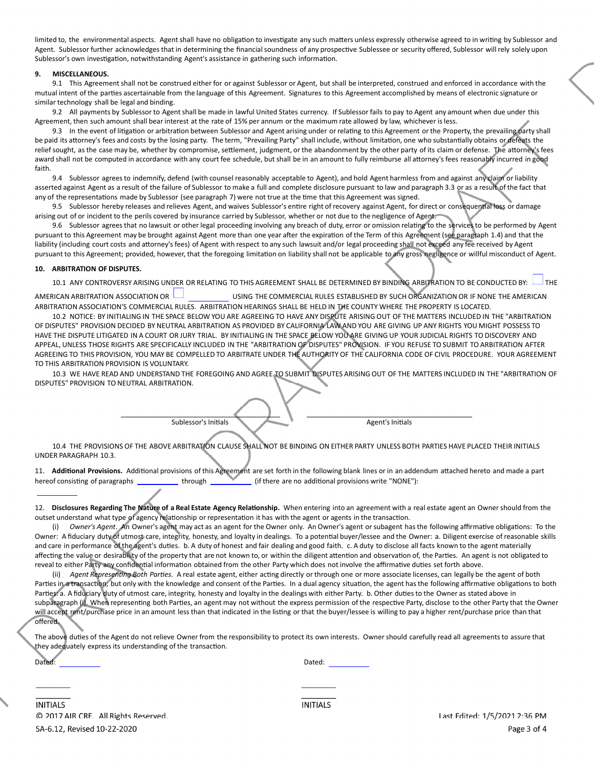limited to, the environmental aspects. Agent shall have no obligation to investigate any such matters unless expressly otherwise agreed to in writing by Sublessor and Agent. Sublessor further acknowledges that in determining the financial soundness of any prospective Sublessee or security offered, Sublessor will rely solely upon Sublessor's own investigation, notwithstanding Agent's assistance in gathering such information.

**9. MISCELLANEOUS.**

9.1 This Agreement shall not be construed either for or against Sublessor or Agent, but shall be interpreted, construed and enforced in accordance with the mutual intent of the parties ascertainable from the language of this Agreement. Signatures to this Agreement accomplished by means of electronic signature or similar technology shall be legal and binding.

9.2 All payments by Sublessor to Agent shall be made in lawful United States currency. If Sublessor fails to pay to Agent any amount when due under this Agreement, then such amount shall bear interest at the rate of 15% per annum or the maximum rate allowed by law, whichever is less.

9.3 In the event of litigation or arbitration between Sublessor and Agent arising under or relating to this Agreement or the Property, the prevailing party shall be paid its attorney's fees and costs by the losing party. The term, "Prevailing Party" shall include, without limitation, one who substantially obtains or defeats the relief sought, as the case may be, whether by compromise, settlement, judgment, or the abandonment by the other party of its claim or defense. The attorney's fees award shall not be computed in accordance with any court fee schedule, but shall be in an amount to fully reimburse all attorney's fees reasonably incurred in good faith.

9.4 Sublessor agrees to indemnify, defend (with counsel reasonably acceptable to Agent), and hold Agent harmless from and against any claim or liability asserted against Agent as a result of the failure of Sublessor to make a full and complete disclosure pursuant to law and paragraph 3.3 or as a result of the fact that any of the representations made by Sublessor (see paragraph 7) were not true at the time that this Agreement was signed.

9.5 Sublessor hereby releases and relieves Agent, and waives Sublessor's entire right of recovery against Agent, for direct or consequential loss or damage arising out of or incident to the perils covered by insurance carried by Sublessor, whether or not due to the negligence of Agent.

9.6 Sublessor agrees that no lawsuit or other legal proceeding involving any breach of duty, error or omission relating to the services to be performed by Agent pursuant to this Agreement may be brought against Agent more than one year after the expiration of the Term of this Agreement (see paragraph 1.4) and that the liability (including court costs and attorney's fees) of Agent with respect to any such lawsuit and/or legal proceeding shall not exceed any fee received by Agent pursuant to this Agreement; provided, however, that the foregoing limitation on liability shall not be applicable to any gross negligence or willful misconduct of Agent.

**10. ARBITRATION OF DISPUTES.**

10.1 ANY CONTROVERSY ARISING UNDER OR RELATING TO THIS AGREEMENT SHALL BE DETERMINED BY BINDING ARBITRATION TO BE CONDUCTED BY: ☐ THE AMERICAN ARBITRATION ASSOCIATION OR ☐ __________ USING THE COMMERCIAL RULES ESTABLISHED BY SUCH ORGANIZATION OR IF NONE THE AMERICAN ARBITRATION ASSOCIATION'S COMMERCIAL RULES. ARBITRATION HEARINGS SHALL BE HELD IN THE COUNTY WHERE THE PROPERTY IS LOCATED.

10.2 NOTICE: BY INITIALING IN THE SPACE BELOW YOU ARE AGREEING TO HAVE ANY DISPUTE ARISING OUT OF THE MATTERS INCLUDED IN THE "ARBITRATION OF DISPUTES" PROVISION DECIDED BY NEUTRAL ARBITRATION AS PROVIDED BY CALIFORNIA LAW AND YOU ARE GIVING UP ANY RIGHTS YOU MIGHT POSSESS TO HAVE THE DISPUTE LITIGATED IN A COURT OR JURY TRIAL. BY INITIALING IN THE SPACE BELOW YOU ARE GIVING UP YOUR JUDICIAL RIGHTS TO DISCOVERY AND APPEAL, UNLESS THOSE RIGHTS ARE SPECIFICALLY INCLUDED IN THE "ARBITRATION OF DISPUTES" PROVISION. IF YOU REFUSE TO SUBMIT TO ARBITRATION AFTER AGREEING TO THIS PROVISION, YOU MAY BE COMPELLED TO ARBITRATE UNDER THE AUTHORITY OF THE CALIFORNIA CODE OF CIVIL PROCEDURE. YOUR AGREEMENT TO THIS ARBITRATION PROVISION IS VOLUNTARY.

10.3 WE HAVE READ AND UNDERSTAND THE FOREGOING AND AGREE TO SUBMIT DISPUTES ARISING OUT OF THE MATTERS INCLUDED IN THE "ARBITRATION OF DISPUTES" PROVISION TO NEUTRAL ARBITRATION.

______________________________ Sublessor's Initials

______________________________ Agent's Initials

10.4 THE PROVISIONS OF THE ABOVE ARBITRATION CLAUSE SHALL NOT BE BINDING ON EITHER PARTY UNLESS BOTH PARTIES HAVE PLACED THEIR INITIALS UNDER PARAGRAPH 10.3.

11. **Additional Provisions.** Additional provisions of this Agreement are set forth in the following blank lines or in an addendum attached hereto and made a part hereof consisting of paragraphs __________ through __________ (if there are no additional provisions write "NONE"):

__________

12. **Disclosures Regarding The Nature of a Real Estate Agency Relationship.** When entering into an agreement with a real estate agent an Owner should from the outset understand what type of agency relationship or representation it has with the agent or agents in the transaction.

(i) *Owner's Agent.* An Owner's agent may act as an agent for the Owner only. An Owner's agent or subagent has the following affirmative obligations: To the Owner: A fiduciary duty of utmost care, integrity, honesty, and loyalty in dealings. To a potential buyer/lessee and the Owner: a. Diligent exercise of reasonable skills and care in performance of the agent's duties. b. A duty of honest and fair dealing and good faith. c. A duty to disclose all facts known to the agent materially affecting the value or desirability of the property that are not known to, or within the diligent attention and observation of, the Parties. An agent is not obligated to reveal to either Party any confidential information obtained from the other Party which does not involve the affirmative duties set forth above.

(ii) *Agent Representing Both Parties.* A real estate agent, either acting directly or through one or more associate licenses, can legally be the agent of both Parties in a transaction, but only with the knowledge and consent of the Parties. In a dual agency situation, the agent has the following affirmative obligations to both Parties: a. A fiduciary duty of utmost care, integrity, honesty and loyalty in the dealings with either Party. b. Other duties to the Owner as stated above in subparagraph (i). When representing both Parties, an agent may not without the express permission of the respective Party, disclose to the other Party that the Owner will accept rent/purchase price in an amount less than that indicated in the listing or that the buyer/lessee is willing to pay a higher rent/purchase price than that offered.

The above duties of the Agent do not relieve Owner from the responsibility to protect its own interests. Owner should carefully read all agreements to assure that they adequately express its understanding of the transaction.

Dated: __________

Dated: __________

________ INITIALS

________ INITIALS

© 2017 AIR CRE. All Rights Reserved.

SA-6.12, Revised 10-22-2020

Last Edited: 1/5/2021 2:36 PM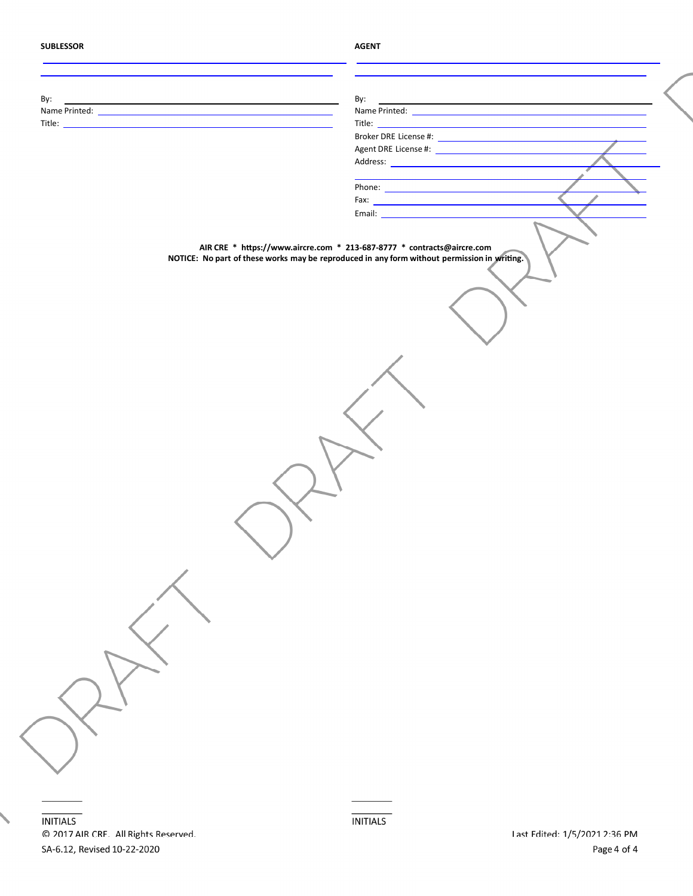**SUBLESSOR**

By: \_\_\_\_\_\_\_\_\_\_\_\_\_\_\_\_\_\_\_\_
Name Printed: \_\_\_\_\_\_\_\_\_\_\_\_\_\_\_\_\_\_\_\_
Title: \_\_\_\_\_\_\_\_\_\_\_\_\_\_\_\_\_\_\_\_

**AGENT**

By: \_\_\_\_\_\_\_\_\_\_\_\_\_\_\_\_\_\_\_\_
Name Printed: \_\_\_\_\_\_\_\_\_\_\_\_\_\_\_\_\_\_\_\_
Title: \_\_\_\_\_\_\_\_\_\_\_\_\_\_\_\_\_\_\_\_
Broker DRE License #: \_\_\_\_\_\_\_\_\_\_\_\_\_\_\_\_\_\_\_\_
Agent DRE License #: \_\_\_\_\_\_\_\_\_\_\_\_\_\_\_\_\_\_\_\_
Address: \_\_\_\_\_\_\_\_\_\_\_\_\_\_\_\_\_\_\_\_
Phone: \_\_\_\_\_\_\_\_\_\_\_\_\_\_\_\_\_\_\_\_
Fax: \_\_\_\_\_\_\_\_\_\_\_\_\_\_\_\_\_\_\_\_
Email: \_\_\_\_\_\_\_\_\_\_\_\_\_\_\_\_\_\_\_\_

**AIR CRE * https://www.aircre.com * 213-687-8777 * contracts@aircre.com**
**NOTICE: No part of these works may be reproduced in any form without permission in writing.**

INITIALS

INITIALS

© 2017 AIR CRE. All Rights Reserved.
SA-6.12, Revised 10-22-2020

Last Edited: 1/5/2021 2:36 PM